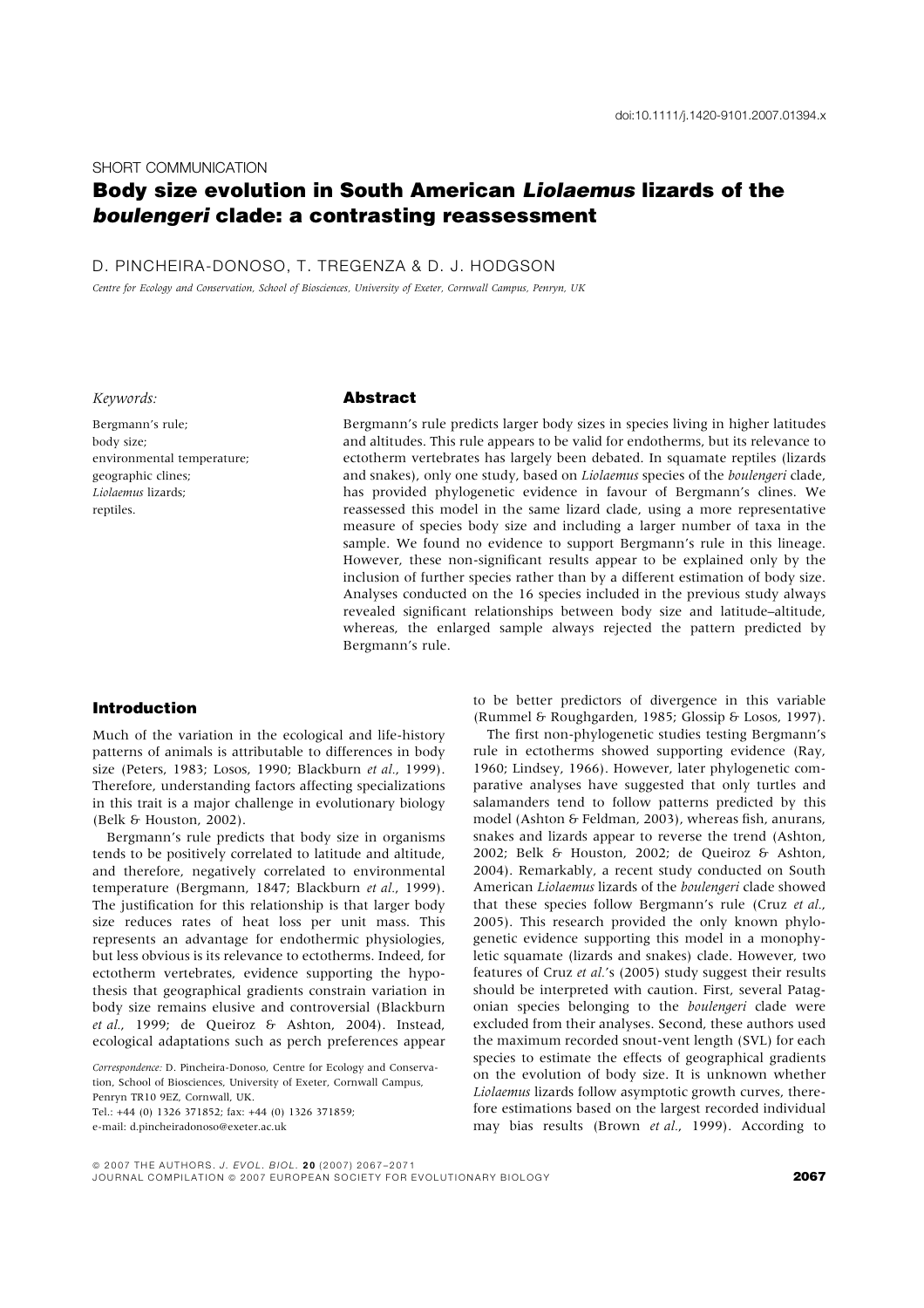doi:10.1111/j.1420-9101.2007.01394.x

SHORT COMMUNICATION

# Body size evolution in South American *Liolaemus* lizards of the *boulengeri* clade: a contrasting reassessment

D. PINCHEIRA-DONOSO, T. TREGENZA & D. J. HODGSON

*Centre for Ecology and Conservation, School of Biosciences, University of Exeter, Cornwall Campus, Penryn, UK*

*Keywords:*

Bergmann's rule;
body size;
environmental temperature;
geographic clines;
*Liolaemus* lizards;
reptiles.

## Abstract

Bergmann's rule predicts larger body sizes in species living in higher latitudes and altitudes. This rule appears to be valid for endotherms, but its relevance to ectotherm vertebrates has largely been debated. In squamate reptiles (lizards and snakes), only one study, based on *Liolaemus* species of the *boulengeri* clade, has provided phylogenetic evidence in favour of Bergmann's clines. We reassessed this model in the same lizard clade, using a more representative measure of species body size and including a larger number of taxa in the sample. We found no evidence to support Bergmann's rule in this lineage. However, these non-significant results appear to be explained only by the inclusion of further species rather than by a different estimation of body size. Analyses conducted on the 16 species included in the previous study always revealed significant relationships between body size and latitude–altitude, whereas, the enlarged sample always rejected the pattern predicted by Bergmann's rule.

## Introduction

Much of the variation in the ecological and life-history patterns of animals is attributable to differences in body size (Peters, 1983; Losos, 1990; Blackburn *et al.*, 1999). Therefore, understanding factors affecting specializations in this trait is a major challenge in evolutionary biology (Belk & Houston, 2002).

Bergmann's rule predicts that body size in organisms tends to be positively correlated to latitude and altitude, and therefore, negatively correlated to environmental temperature (Bergmann, 1847; Blackburn *et al.*, 1999). The justification for this relationship is that larger body size reduces rates of heat loss per unit mass. This represents an advantage for endothermic physiologies, but less obvious is its relevance to ectotherms. Indeed, for ectotherm vertebrates, evidence supporting the hypothesis that geographical gradients constrain variation in body size remains elusive and controversial (Blackburn *et al.*, 1999; de Queiroz & Ashton, 2004). Instead, ecological adaptations such as perch preferences appear to be better predictors of divergence in this variable (Rummel & Roughgarden, 1985; Glossip & Losos, 1997).

The first non-phylogenetic studies testing Bergmann's rule in ectotherms showed supporting evidence (Ray, 1960; Lindsey, 1966). However, later phylogenetic comparative analyses have suggested that only turtles and salamanders tend to follow patterns predicted by this model (Ashton & Feldman, 2003), whereas fish, anurans, snakes and lizards appear to reverse the trend (Ashton, 2002; Belk & Houston, 2002; de Queiroz & Ashton, 2004). Remarkably, a recent study conducted on South American *Liolaemus* lizards of the *boulengeri* clade showed that these species follow Bergmann's rule (Cruz *et al.*, 2005). This research provided the only known phylogenetic evidence supporting this model in a monophyletic squamate (lizards and snakes) clade. However, two features of Cruz *et al.*'s (2005) study suggest their results should be interpreted with caution. First, several Patagonian species belonging to the *boulengeri* clade were excluded from their analyses. Second, these authors used the maximum recorded snout-vent length (SVL) for each species to estimate the effects of geographical gradients on the evolution of body size. It is unknown whether *Liolaemus* lizards follow asymptotic growth curves, therefore estimations based on the largest recorded individual may bias results (Brown *et al.*, 1999). According to

*Correspondence:* D. Pincheira-Donoso, Centre for Ecology and Conservation, School of Biosciences, University of Exeter, Cornwall Campus, Penryn TR10 9EZ, Cornwall, UK.
Tel.: +44 (0) 1326 371852; fax: +44 (0) 1326 371859;
e-mail: d.pincheiradonoso@exeter.ac.uk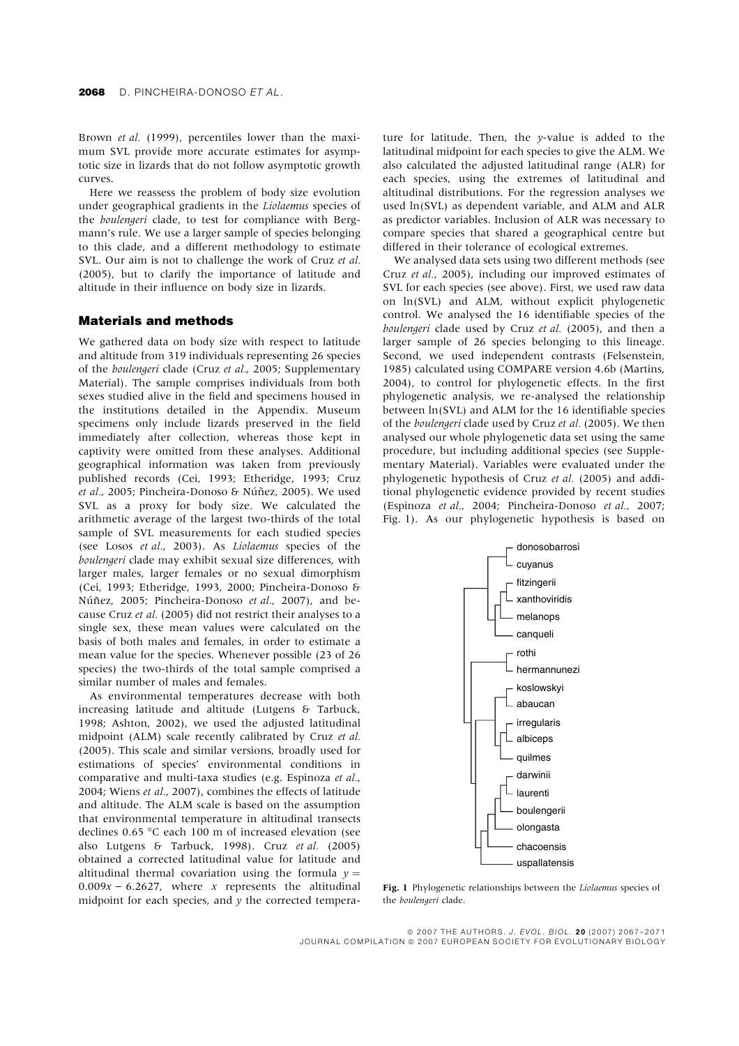Brown *et al.* (1999), percentiles lower than the maximum SVL provide more accurate estimates for asymptotic size in lizards that do not follow asymptotic growth curves.

Here we reassess the problem of body size evolution under geographical gradients in the *Liolaemus* species of the *boulengeri* clade, to test for compliance with Bergmann's rule. We use a larger sample of species belonging to this clade, and a different methodology to estimate SVL. Our aim is not to challenge the work of Cruz *et al.* (2005), but to clarify the importance of latitude and altitude in their influence on body size in lizards.

## Materials and methods

We gathered data on body size with respect to latitude and altitude from 319 individuals representing 26 species of the *boulengeri* clade (Cruz *et al.*, 2005; Supplementary Material). The sample comprises individuals from both sexes studied alive in the field and specimens housed in the institutions detailed in the Appendix. Museum specimens only include lizards preserved in the field immediately after collection, whereas those kept in captivity were omitted from these analyses. Additional geographical information was taken from previously published records (Cei, 1993; Etheridge, 1993; Cruz *et al.*, 2005; Pincheira-Donoso & Núñez, 2005). We used SVL as a proxy for body size. We calculated the arithmetic average of the largest two-thirds of the total sample of SVL measurements for each studied species (see Losos *et al.*, 2003). As *Liolaemus* species of the *boulengeri* clade may exhibit sexual size differences, with larger males, larger females or no sexual dimorphism (Cei, 1993; Etheridge, 1993, 2000; Pincheira-Donoso & Núñez, 2005; Pincheira-Donoso *et al.*, 2007), and because Cruz *et al.* (2005) did not restrict their analyses to a single sex, these mean values were calculated on the basis of both males and females, in order to estimate a mean value for the species. Whenever possible (23 of 26 species) the two-thirds of the total sample comprised a similar number of males and females.

As environmental temperatures decrease with both increasing latitude and altitude (Lutgens & Tarbuck, 1998; Ashton, 2002), we used the adjusted latitudinal midpoint (ALM) scale recently calibrated by Cruz *et al.* (2005). This scale and similar versions, broadly used for estimations of species' environmental conditions in comparative and multi-taxa studies (e.g. Espinoza *et al.*, 2004; Wiens *et al.*, 2007), combines the effects of latitude and altitude. The ALM scale is based on the assumption that environmental temperature in altitudinal transects declines 0.65 °C each 100 m of increased elevation (see also Lutgens & Tarbuck, 1998). Cruz *et al.* (2005) obtained a corrected latitudinal value for latitude and altitudinal thermal covariation using the formula $y = 0.009x - 6.2627$, where $x$ represents the altitudinal midpoint for each species, and $y$ the corrected temperature for latitude. Then, the $y$-value is added to the latitudinal midpoint for each species to give the ALM. We also calculated the adjusted latitudinal range (ALR) for each species, using the extremes of latitudinal and altitudinal distributions. For the regression analyses we used ln(SVL) as dependent variable, and ALM and ALR as predictor variables. Inclusion of ALR was necessary to compare species that shared a geographical centre but differed in their tolerance of ecological extremes.

We analysed data sets using two different methods (see Cruz *et al.*, 2005), including our improved estimates of SVL for each species (see above). First, we used raw data on ln(SVL) and ALM, without explicit phylogenetic control. We analysed the 16 identifiable species of the *boulengeri* clade used by Cruz *et al.* (2005), and then a larger sample of 26 species belonging to this lineage. Second, we used independent contrasts (Felsenstein, 1985) calculated using COMPARE version 4.6b (Martins, 2004), to control for phylogenetic effects. In the first phylogenetic analysis, we re-analysed the relationship between ln(SVL) and ALM for the 16 identifiable species of the *boulengeri* clade used by Cruz *et al.* (2005). We then analysed our whole phylogenetic data set using the same procedure, but including additional species (see Supplementary Material). Variables were evaluated under the phylogenetic hypothesis of Cruz *et al.* (2005) and additional phylogenetic evidence provided by recent studies (Espinoza *et al.*, 2004; Pincheira-Donoso *et al.*, 2007; Fig. 1). As our phylogenetic hypothesis is based on

**Fig. 1** Phylogenetic relationships between the *Liolaemus* species of the *boulengeri* clade.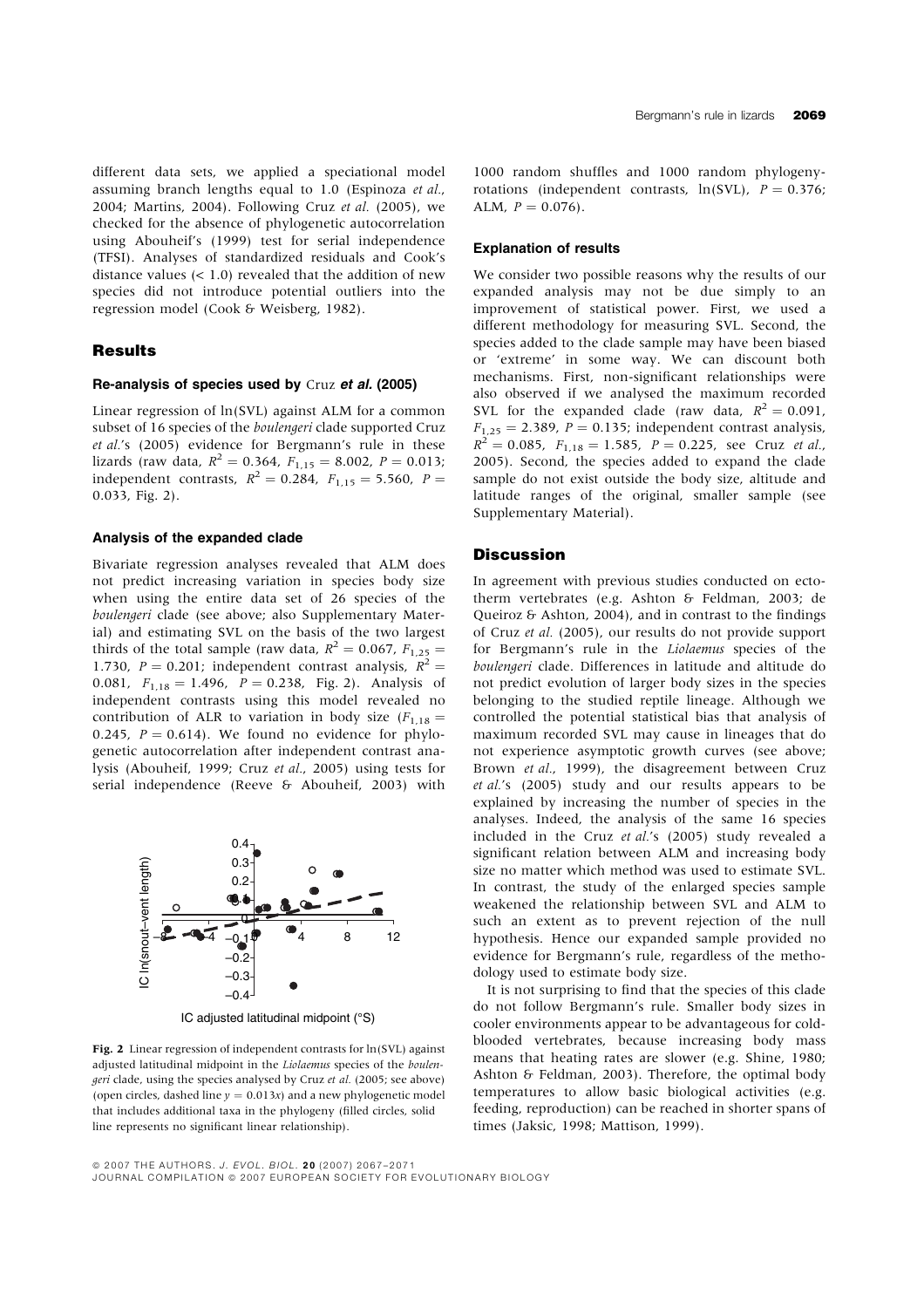different data sets, we applied a speciational model assuming branch lengths equal to 1.0 (Espinoza *et al*., 2004; Martins, 2004). Following Cruz *et al*. (2005), we checked for the absence of phylogenetic autocorrelation using Abouheif's (1999) test for serial independence (TFSI). Analyses of standardized residuals and Cook's distance values (< 1.0) revealed that the addition of new species did not introduce potential outliers into the regression model (Cook & Weisberg, 1982).

## Results

### Re-analysis of species used by Cruz *et al.* (2005)

Linear regression of ln(SVL) against ALM for a common subset of 16 species of the *boulengeri* clade supported Cruz *et al*.'s (2005) evidence for Bergmann's rule in these lizards (raw data, $R^2 = 0.364$, $F_{1,15} = 8.002$, $P = 0.013$; independent contrasts, $R^2 = 0.284$, $F_{1,15} = 5.560$, $P = 0.033$, Fig. 2).

### Analysis of the expanded clade

Bivariate regression analyses revealed that ALM does not predict increasing variation in species body size when using the entire data set of 26 species of the *boulengeri* clade (see above; also Supplementary Material) and estimating SVL on the basis of the two largest thirds of the total sample (raw data, $R^2 = 0.067$, $F_{1,25} = 1.730$, $P = 0.201$; independent contrast analysis, $R^2 = 0.081$, $F_{1,18} = 1.496$, $P = 0.238$, Fig. 2). Analysis of independent contrasts using this model revealed no contribution of ALR to variation in body size ($F_{1,18} = 0.245$, $P = 0.614$). We found no evidence for phylogenetic autocorrelation after independent contrast analysis (Abouheif, 1999; Cruz *et al*., 2005) using tests for serial independence (Reeve & Abouheif, 2003) with 1000 random shuffles and 1000 random phylogeny-rotations (independent contrasts, ln(SVL), $P = 0.376$; ALM, $P = 0.076$).

**Fig. 2** Linear regression of independent contrasts for ln(SVL) against adjusted latitudinal midpoint in the *Liolaemus* species of the *boulengeri* clade, using the species analysed by Cruz *et al*. (2005; see above) (open circles, dashed line $y = 0.013x$) and a new phylogenetic model that includes additional taxa in the phylogeny (filled circles, solid line represents no significant linear relationship).

### Explanation of results

We consider two possible reasons why the results of our expanded analysis may not be due simply to an improvement of statistical power. First, we used a different methodology for measuring SVL. Second, the species added to the clade sample may have been biased or 'extreme' in some way. We can discount both mechanisms. First, non-significant relationships were also observed if we analysed the maximum recorded SVL for the expanded clade (raw data, $R^2 = 0.091$, $F_{1,25} = 2.389$, $P = 0.135$; independent contrast analysis, $R^2 = 0.085$, $F_{1,18} = 1.585$, $P = 0.225$, see Cruz *et al*., 2005). Second, the species added to expand the clade sample do not exist outside the body size, altitude and latitude ranges of the original, smaller sample (see Supplementary Material).

## Discussion

In agreement with previous studies conducted on ectotherm vertebrates (e.g. Ashton & Feldman, 2003; de Queiroz & Ashton, 2004), and in contrast to the findings of Cruz *et al*. (2005), our results do not provide support for Bergmann's rule in the *Liolaemus* species of the *boulengeri* clade. Differences in latitude and altitude do not predict evolution of larger body sizes in the species belonging to the studied reptile lineage. Although we controlled the potential statistical bias that analysis of maximum recorded SVL may cause in lineages that do not experience asymptotic growth curves (see above; Brown *et al*., 1999), the disagreement between Cruz *et al*.'s (2005) study and our results appears to be explained by increasing the number of species in the analyses. Indeed, the analysis of the same 16 species included in the Cruz *et al*.'s (2005) study revealed a significant relation between ALM and increasing body size no matter which method was used to estimate SVL. In contrast, the study of the enlarged species sample weakened the relationship between SVL and ALM to such an extent as to prevent rejection of the null hypothesis. Hence our expanded sample provided no evidence for Bergmann's rule, regardless of the methodology used to estimate body size.

It is not surprising to find that the species of this clade do not follow Bergmann's rule. Smaller body sizes in cooler environments appear to be advantageous for cold-blooded vertebrates, because increasing body mass means that heating rates are slower (e.g. Shine, 1980; Ashton & Feldman, 2003). Therefore, the optimal body temperatures to allow basic biological activities (e.g. feeding, reproduction) can be reached in shorter spans of times (Jaksic, 1998; Mattison, 1999).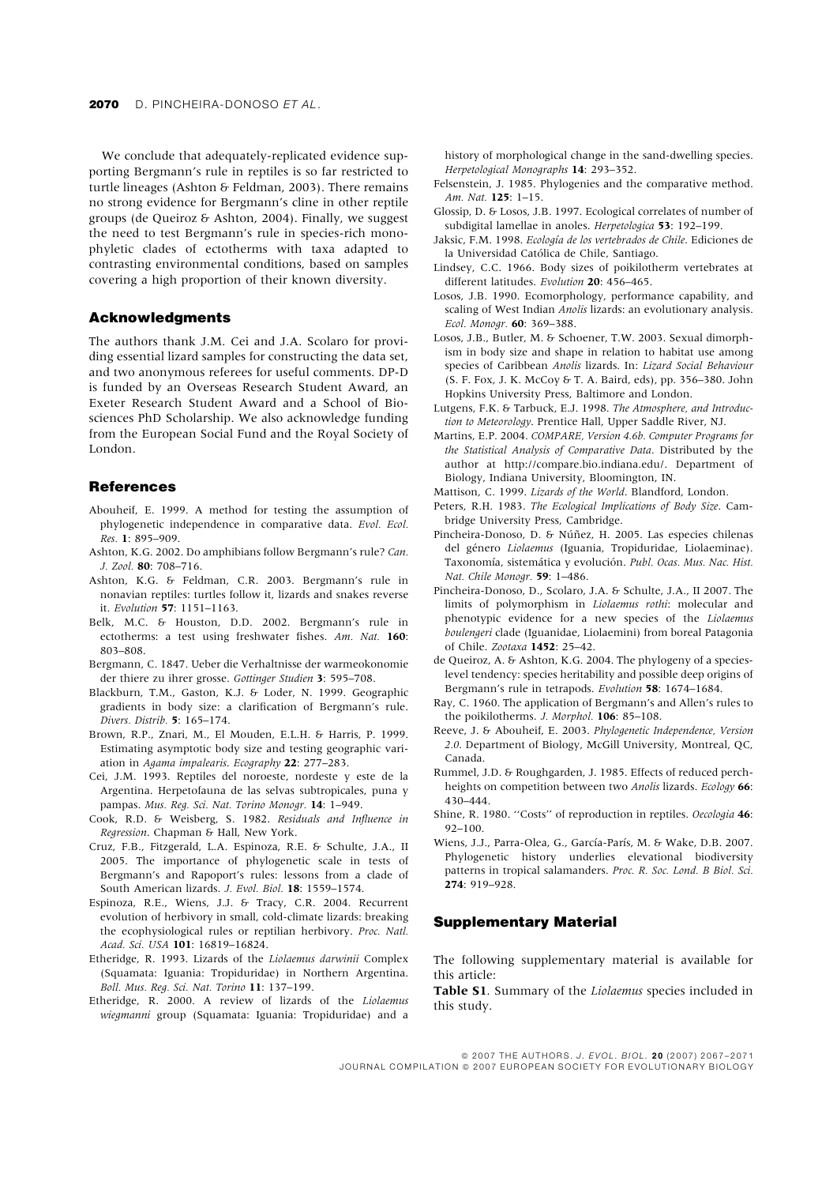We conclude that adequately-replicated evidence supporting Bergmann's rule in reptiles is so far restricted to turtle lineages (Ashton & Feldman, 2003). There remains no strong evidence for Bergmann's cline in other reptile groups (de Queiroz & Ashton, 2004). Finally, we suggest the need to test Bergmann's rule in species-rich monophyletic clades of ectotherms with taxa adapted to contrasting environmental conditions, based on samples covering a high proportion of their known diversity.

## Acknowledgments

The authors thank J.M. Cei and J.A. Scolaro for providing essential lizard samples for constructing the data set, and two anonymous referees for useful comments. DP-D is funded by an Overseas Research Student Award, an Exeter Research Student Award and a School of Biosciences PhD Scholarship. We also acknowledge funding from the European Social Fund and the Royal Society of London.

## References

Abouheif, E. 1999. A method for testing the assumption of phylogenetic independence in comparative data. *Evol. Ecol. Res.* **1**: 895–909.

Ashton, K.G. 2002. Do amphibians follow Bergmann's rule? *Can. J. Zool.* **80**: 708–716.

Ashton, K.G. & Feldman, C.R. 2003. Bergmann's rule in nonavian reptiles: turtles follow it, lizards and snakes reverse it. *Evolution* **57**: 1151–1163.

Belk, M.C. & Houston, D.D. 2002. Bergmann's rule in ectotherms: a test using freshwater fishes. *Am. Nat.* **160**: 803–808.

Bergmann, C. 1847. Ueber die Verhaltnisse der warmeokonomie der thiere zu ihrer grosse. *Gottinger Studien* **3**: 595–708.

Blackburn, T.M., Gaston, K.J. & Loder, N. 1999. Geographic gradients in body size: a clarification of Bergmann's rule. *Divers. Distrib.* **5**: 165–174.

Brown, R.P., Znari, M., El Mouden, E.L.H. & Harris, P. 1999. Estimating asymptotic body size and testing geographic variation in *Agama impalearis*. *Ecography* **22**: 277–283.

Cei, J.M. 1993. Reptiles del noroeste, nordeste y este de la Argentina. Herpetofauna de las selvas subtropicales, puna y pampas. *Mus. Reg. Sci. Nat. Torino Monogr.* **14**: 1–949.

Cook, R.D. & Weisberg, S. 1982. *Residuals and Influence in Regression*. Chapman & Hall, New York.

Cruz, F.B., Fitzgerald, L.A. Espinoza, R.E. & Schulte, J.A., II 2005. The importance of phylogenetic scale in tests of Bergmann's and Rapoport's rules: lessons from a clade of South American lizards. *J. Evol. Biol.* **18**: 1559–1574.

Espinoza, R.E., Wiens, J.J. & Tracy, C.R. 2004. Recurrent evolution of herbivory in small, cold-climate lizards: breaking the ecophysiological rules or reptilian herbivory. *Proc. Natl. Acad. Sci. USA* **101**: 16819–16824.

Etheridge, R. 1993. Lizards of the *Liolaemus darwinii* Complex (Squamata: Iguania: Tropiduridae) in Northern Argentina. *Boll. Mus. Reg. Sci. Nat. Torino* **11**: 137–199.

Etheridge, R. 2000. A review of lizards of the *Liolaemus wiegmanni* group (Squamata: Iguania: Tropiduridae) and a history of morphological change in the sand-dwelling species. *Herpetological Monographs* **14**: 293–352.

Felsenstein, J. 1985. Phylogenies and the comparative method. *Am. Nat.* **125**: 1–15.

Glossip, D. & Losos, J.B. 1997. Ecological correlates of number of subdigital lamellae in anoles. *Herpetologica* **53**: 192–199.

Jaksic, F.M. 1998. *Ecología de los vertebrados de Chile*. Ediciones de la Universidad Católica de Chile, Santiago.

Lindsey, C.C. 1966. Body sizes of poikilotherm vertebrates at different latitudes. *Evolution* **20**: 456–465.

Losos, J.B. 1990. Ecomorphology, performance capability, and scaling of West Indian *Anolis* lizards: an evolutionary analysis. *Ecol. Monogr.* **60**: 369–388.

Losos, J.B., Butler, M. & Schoener, T.W. 2003. Sexual dimorphism in body size and shape in relation to habitat use among species of Caribbean *Anolis* lizards. In: *Lizard Social Behaviour* (S. F. Fox, J. K. McCoy & T. A. Baird, eds), pp. 356–380. John Hopkins University Press, Baltimore and London.

Lutgens, F.K. & Tarbuck, E.J. 1998. *The Atmosphere, and Introduction to Meteorology*. Prentice Hall, Upper Saddle River, NJ.

Martins, E.P. 2004. *COMPARE, Version 4.6b. Computer Programs for the Statistical Analysis of Comparative Data*. Distributed by the author at http://compare.bio.indiana.edu/. Department of Biology, Indiana University, Bloomington, IN.

Mattison, C. 1999. *Lizards of the World*. Blandford, London.

Peters, R.H. 1983. *The Ecological Implications of Body Size*. Cambridge University Press, Cambridge.

Pincheira-Donoso, D. & Núñez, H. 2005. Las especies chilenas del género *Liolaemus* (Iguania, Tropiduridae, Liolaeminae). Taxonomía, sistemática y evolución. *Publ. Ocas. Mus. Nac. Hist. Nat. Chile Monogr.* **59**: 1–486.

Pincheira-Donoso, D., Scolaro, J.A. & Schulte, J.A., II 2007. The limits of polymorphism in *Liolaemus rothi*: molecular and phenotypic evidence for a new species of the *Liolaemus boulengeri* clade (Iguanidae, Liolaemini) from boreal Patagonia of Chile. *Zootaxa* **1452**: 25–42.

de Queiroz, A. & Ashton, K.G. 2004. The phylogeny of a species-level tendency: species heritability and possible deep origins of Bergmann's rule in tetrapods. *Evolution* **58**: 1674–1684.

Ray, C. 1960. The application of Bergmann's and Allen's rules to the poikilotherms. *J. Morphol.* **106**: 85–108.

Reeve, J. & Abouheif, E. 2003. *Phylogenetic Independence, Version 2.0*. Department of Biology, McGill University, Montreal, QC, Canada.

Rummel, J.D. & Roughgarden, J. 1985. Effects of reduced perch-heights on competition between two *Anolis* lizards. *Ecology* **66**: 430–444.

Shine, R. 1980. ''Costs'' of reproduction in reptiles. *Oecologia* **46**: 92–100.

Wiens, J.J., Parra-Olea, G., García-París, M. & Wake, D.B. 2007. Phylogenetic history underlies elevational biodiversity patterns in tropical salamanders. *Proc. R. Soc. Lond. B Biol. Sci.* **274**: 919–928.

## Supplementary Material

The following supplementary material is available for this article:

**Table S1**. Summary of the *Liolaemus* species included in this study.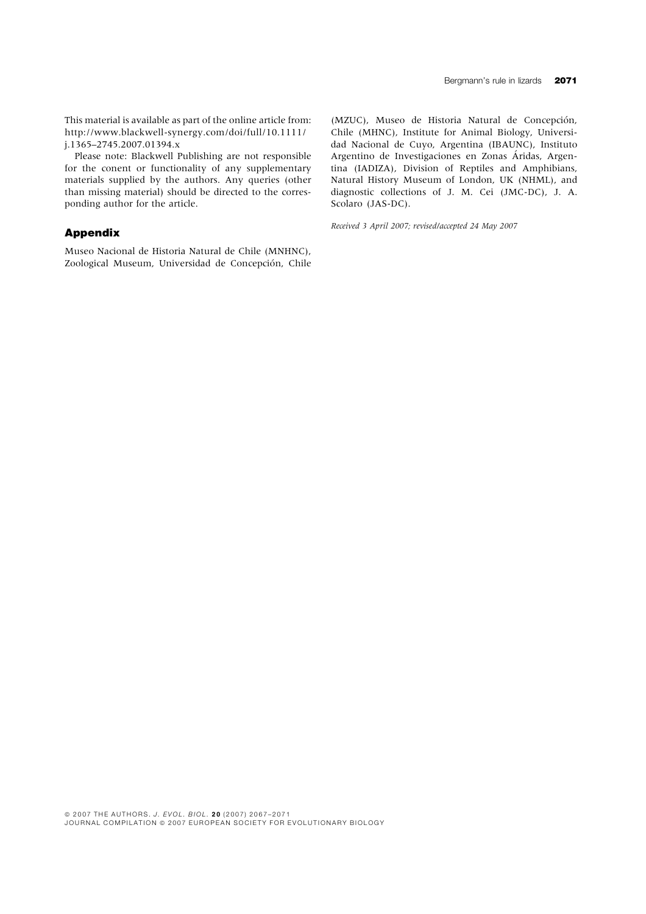This material is available as part of the online article from: http://www.blackwell-synergy.com/doi/full/10.1111/j.1365–2745.2007.01394.x

Please note: Blackwell Publishing are not responsible for the conent or functionality of any supplementary materials supplied by the authors. Any queries (other than missing material) should be directed to the corresponding author for the article.

## Appendix

Museo Nacional de Historia Natural de Chile (MNHNC), Zoological Museum, Universidad de Concepción, Chile (MZUC), Museo de Historia Natural de Concepción, Chile (MHNC), Institute for Animal Biology, Universidad Nacional de Cuyo, Argentina (IBAUNC), Instituto Argentino de Investigaciones en Zonas Áridas, Argentina (IADIZA), Division of Reptiles and Amphibians, Natural History Museum of London, UK (NHML), and diagnostic collections of J. M. Cei (JMC-DC), J. A. Scolaro (JAS-DC).

*Received 3 April 2007; revised/accepted 24 May 2007*